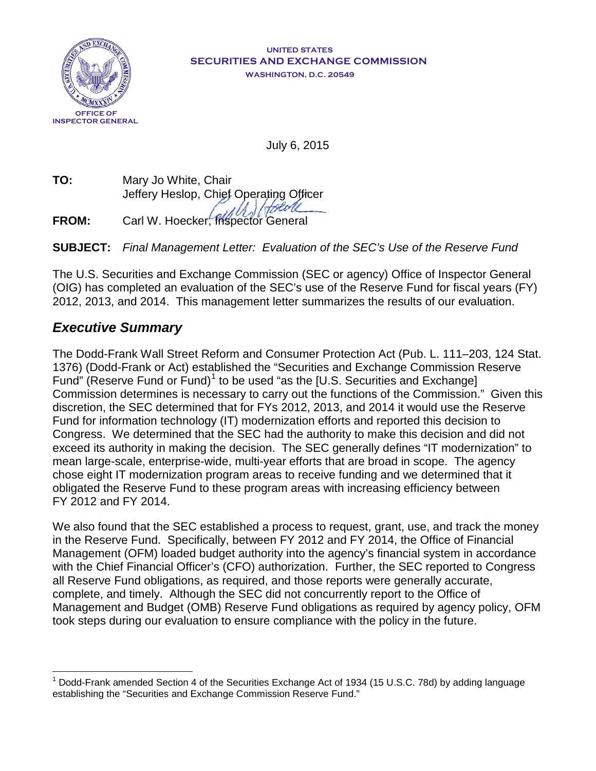OFFICE OF INSPECTOR GENERAL

**UNITED STATES**
**SECURITIES AND EXCHANGE COMMISSION**
**WASHINGTON, D.C. 20549**

July 6, 2015

**TO:** Mary Jo White, Chair
Jeffery Heslop, Chief Operating Officer

**FROM:** Carl W. Hoecker, Inspector General

**SUBJECT:** *Final Management Letter: Evaluation of the SEC's Use of the Reserve Fund*

The U.S. Securities and Exchange Commission (SEC or agency) Office of Inspector General (OIG) has completed an evaluation of the SEC's use of the Reserve Fund for fiscal years (FY) 2012, 2013, and 2014. This management letter summarizes the results of our evaluation.

## *Executive Summary*

The Dodd-Frank Wall Street Reform and Consumer Protection Act (Pub. L. 111–203, 124 Stat. 1376) (Dodd-Frank or Act) established the "Securities and Exchange Commission Reserve Fund" (Reserve Fund or Fund)[1] to be used "as the [U.S. Securities and Exchange] Commission determines is necessary to carry out the functions of the Commission." Given this discretion, the SEC determined that for FYs 2012, 2013, and 2014 it would use the Reserve Fund for information technology (IT) modernization efforts and reported this decision to Congress. We determined that the SEC had the authority to make this decision and did not exceed its authority in making the decision. The SEC generally defines "IT modernization" to mean large-scale, enterprise-wide, multi-year efforts that are broad in scope. The agency chose eight IT modernization program areas to receive funding and we determined that it obligated the Reserve Fund to these program areas with increasing efficiency between FY 2012 and FY 2014.

We also found that the SEC established a process to request, grant, use, and track the money in the Reserve Fund. Specifically, between FY 2012 and FY 2014, the Office of Financial Management (OFM) loaded budget authority into the agency's financial system in accordance with the Chief Financial Officer's (CFO) authorization. Further, the SEC reported to Congress all Reserve Fund obligations, as required, and those reports were generally accurate, complete, and timely. Although the SEC did not concurrently report to the Office of Management and Budget (OMB) Reserve Fund obligations as required by agency policy, OFM took steps during our evaluation to ensure compliance with the policy in the future.

[1] Dodd-Frank amended Section 4 of the Securities Exchange Act of 1934 (15 U.S.C. 78d) by adding language establishing the "Securities and Exchange Commission Reserve Fund."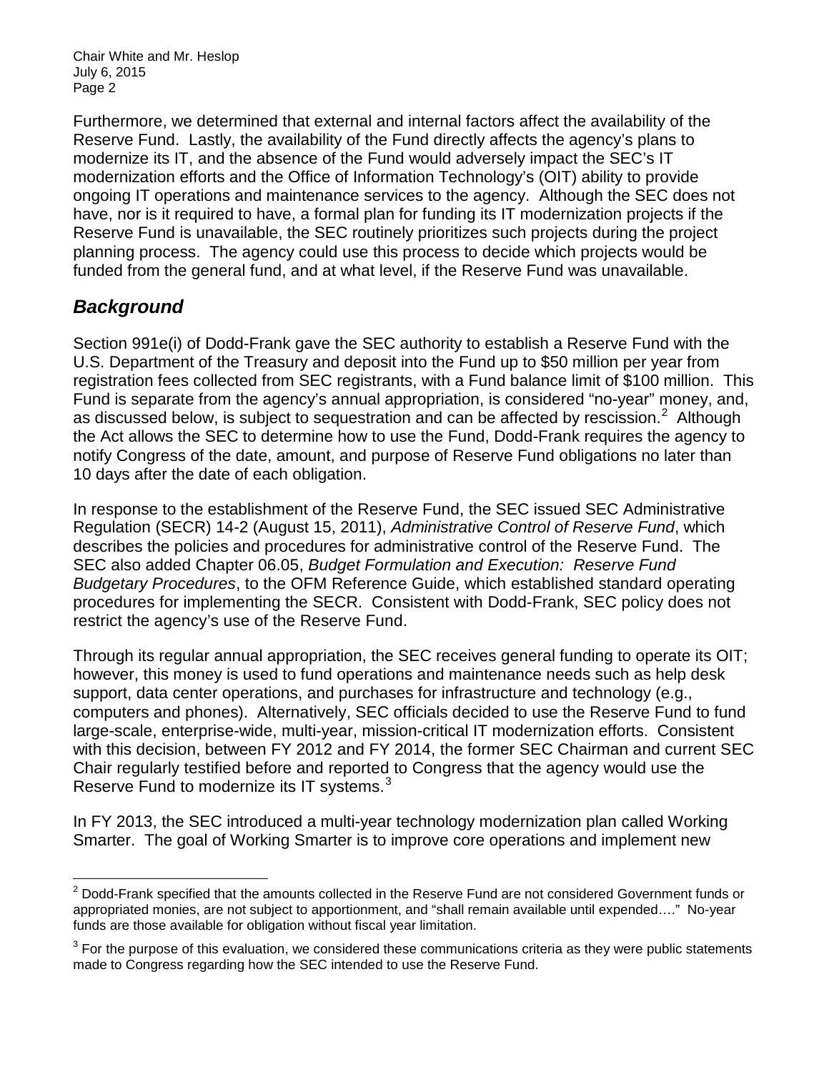Furthermore, we determined that external and internal factors affect the availability of the Reserve Fund. Lastly, the availability of the Fund directly affects the agency's plans to modernize its IT, and the absence of the Fund would adversely impact the SEC's IT modernization efforts and the Office of Information Technology's (OIT) ability to provide ongoing IT operations and maintenance services to the agency. Although the SEC does not have, nor is it required to have, a formal plan for funding its IT modernization projects if the Reserve Fund is unavailable, the SEC routinely prioritizes such projects during the project planning process. The agency could use this process to decide which projects would be funded from the general fund, and at what level, if the Reserve Fund was unavailable.

## *Background*

Section 991e(i) of Dodd-Frank gave the SEC authority to establish a Reserve Fund with the U.S. Department of the Treasury and deposit into the Fund up to $50 million per year from registration fees collected from SEC registrants, with a Fund balance limit of $100 million. This Fund is separate from the agency's annual appropriation, is considered "no-year" money, and, as discussed below, is subject to sequestration and can be affected by rescission.[2] Although the Act allows the SEC to determine how to use the Fund, Dodd-Frank requires the agency to notify Congress of the date, amount, and purpose of Reserve Fund obligations no later than 10 days after the date of each obligation.

In response to the establishment of the Reserve Fund, the SEC issued SEC Administrative Regulation (SECR) 14-2 (August 15, 2011), *Administrative Control of Reserve Fund*, which describes the policies and procedures for administrative control of the Reserve Fund. The SEC also added Chapter 06.05, *Budget Formulation and Execution: Reserve Fund Budgetary Procedures*, to the OFM Reference Guide, which established standard operating procedures for implementing the SECR. Consistent with Dodd-Frank, SEC policy does not restrict the agency's use of the Reserve Fund.

Through its regular annual appropriation, the SEC receives general funding to operate its OIT; however, this money is used to fund operations and maintenance needs such as help desk support, data center operations, and purchases for infrastructure and technology (e.g., computers and phones). Alternatively, SEC officials decided to use the Reserve Fund to fund large-scale, enterprise-wide, multi-year, mission-critical IT modernization efforts. Consistent with this decision, between FY 2012 and FY 2014, the former SEC Chairman and current SEC Chair regularly testified before and reported to Congress that the agency would use the Reserve Fund to modernize its IT systems.[3]

In FY 2013, the SEC introduced a multi-year technology modernization plan called Working Smarter. The goal of Working Smarter is to improve core operations and implement new

---

[2] Dodd-Frank specified that the amounts collected in the Reserve Fund are not considered Government funds or appropriated monies, are not subject to apportionment, and "shall remain available until expended…." No-year funds are those available for obligation without fiscal year limitation.

[3] For the purpose of this evaluation, we considered these communications criteria as they were public statements made to Congress regarding how the SEC intended to use the Reserve Fund.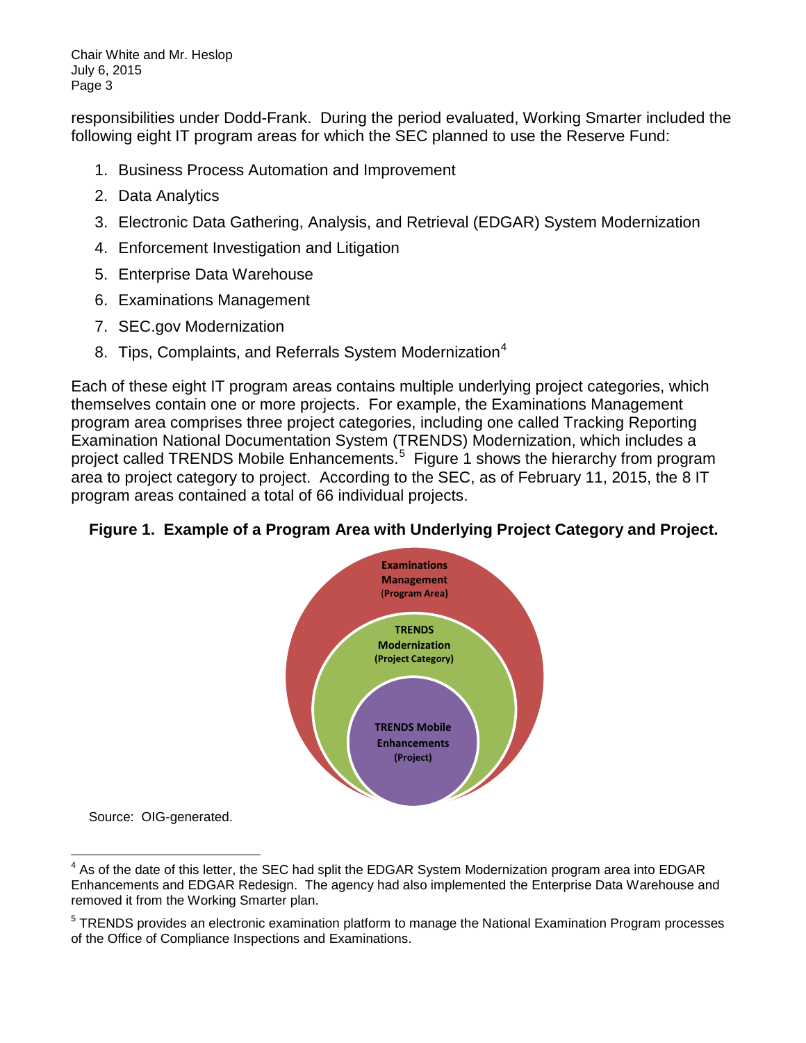responsibilities under Dodd-Frank. During the period evaluated, Working Smarter included the following eight IT program areas for which the SEC planned to use the Reserve Fund:

1. Business Process Automation and Improvement
2. Data Analytics
3. Electronic Data Gathering, Analysis, and Retrieval (EDGAR) System Modernization
4. Enforcement Investigation and Litigation
5. Enterprise Data Warehouse
6. Examinations Management
7. SEC.gov Modernization
8. Tips, Complaints, and Referrals System Modernization[4]

Each of these eight IT program areas contains multiple underlying project categories, which themselves contain one or more projects. For example, the Examinations Management program area comprises three project categories, including one called Tracking Reporting Examination National Documentation System (TRENDS) Modernization, which includes a project called TRENDS Mobile Enhancements.[5] Figure 1 shows the hierarchy from program area to project category to project. According to the SEC, as of February 11, 2015, the 8 IT program areas contained a total of 66 individual projects.

**Figure 1. Example of a Program Area with Underlying Project Category and Project.**

Examinations Management (Program Area)

TRENDS Modernization (Project Category)

TRENDS Mobile Enhancements (Project)

Source: OIG-generated.

---

[4] As of the date of this letter, the SEC had split the EDGAR System Modernization program area into EDGAR Enhancements and EDGAR Redesign. The agency had also implemented the Enterprise Data Warehouse and removed it from the Working Smarter plan.

[5] TRENDS provides an electronic examination platform to manage the National Examination Program processes of the Office of Compliance Inspections and Examinations.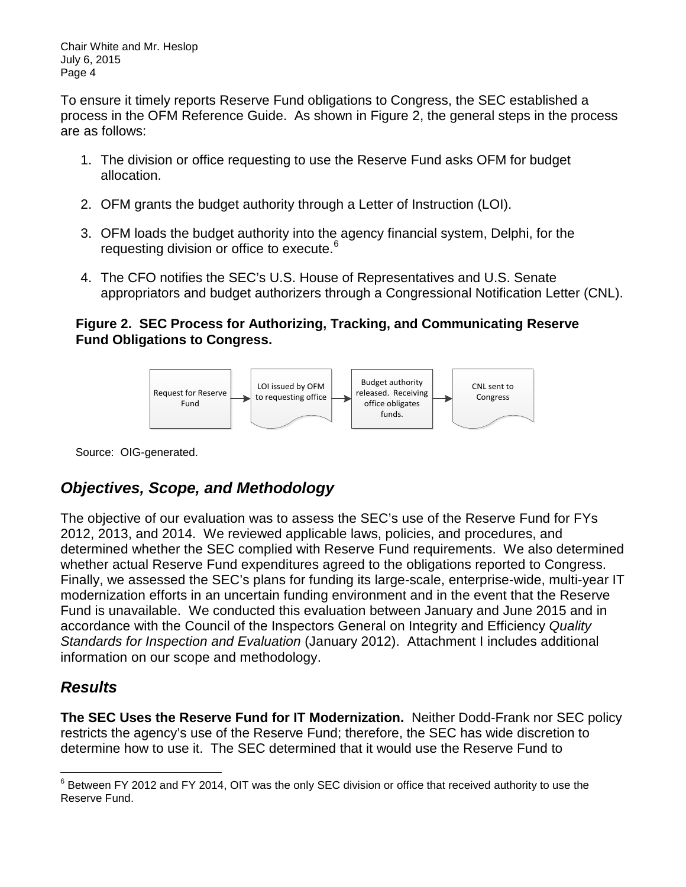To ensure it timely reports Reserve Fund obligations to Congress, the SEC established a process in the OFM Reference Guide. As shown in Figure 2, the general steps in the process are as follows:

1. The division or office requesting to use the Reserve Fund asks OFM for budget allocation.
2. OFM grants the budget authority through a Letter of Instruction (LOI).
3. OFM loads the budget authority into the agency financial system, Delphi, for the requesting division or office to execute.[6]
4. The CFO notifies the SEC's U.S. House of Representatives and U.S. Senate appropriators and budget authorizers through a Congressional Notification Letter (CNL).

**Figure 2. SEC Process for Authorizing, Tracking, and Communicating Reserve Fund Obligations to Congress.**

Request for Reserve Fund → LOI issued by OFM to requesting office → Budget authority released. Receiving office obligates funds. → CNL sent to Congress

Source: OIG-generated.

## *Objectives, Scope, and Methodology*

The objective of our evaluation was to assess the SEC's use of the Reserve Fund for FYs 2012, 2013, and 2014. We reviewed applicable laws, policies, and procedures, and determined whether the SEC complied with Reserve Fund requirements. We also determined whether actual Reserve Fund expenditures agreed to the obligations reported to Congress. Finally, we assessed the SEC's plans for funding its large-scale, enterprise-wide, multi-year IT modernization efforts in an uncertain funding environment and in the event that the Reserve Fund is unavailable. We conducted this evaluation between January and June 2015 and in accordance with the Council of the Inspectors General on Integrity and Efficiency *Quality Standards for Inspection and Evaluation* (January 2012). Attachment I includes additional information on our scope and methodology.

## *Results*

**The SEC Uses the Reserve Fund for IT Modernization.** Neither Dodd-Frank nor SEC policy restricts the agency's use of the Reserve Fund; therefore, the SEC has wide discretion to determine how to use it. The SEC determined that it would use the Reserve Fund to

[6] Between FY 2012 and FY 2014, OIT was the only SEC division or office that received authority to use the Reserve Fund.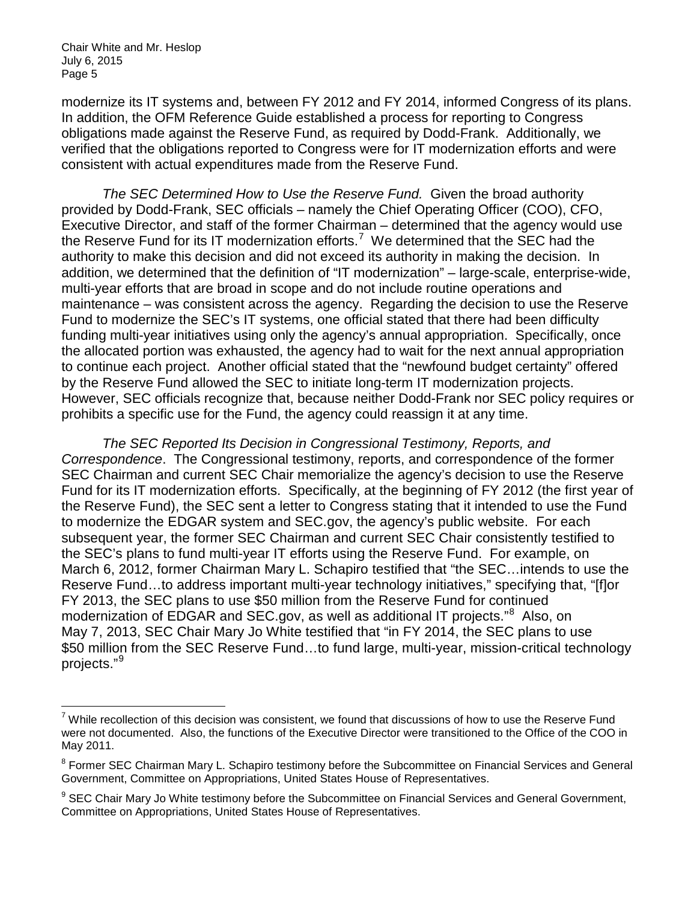modernize its IT systems and, between FY 2012 and FY 2014, informed Congress of its plans. In addition, the OFM Reference Guide established a process for reporting to Congress obligations made against the Reserve Fund, as required by Dodd-Frank. Additionally, we verified that the obligations reported to Congress were for IT modernization efforts and were consistent with actual expenditures made from the Reserve Fund.

*The SEC Determined How to Use the Reserve Fund.* Given the broad authority provided by Dodd-Frank, SEC officials – namely the Chief Operating Officer (COO), CFO, Executive Director, and staff of the former Chairman – determined that the agency would use the Reserve Fund for its IT modernization efforts.[7] We determined that the SEC had the authority to make this decision and did not exceed its authority in making the decision. In addition, we determined that the definition of "IT modernization" – large-scale, enterprise-wide, multi-year efforts that are broad in scope and do not include routine operations and maintenance – was consistent across the agency. Regarding the decision to use the Reserve Fund to modernize the SEC's IT systems, one official stated that there had been difficulty funding multi-year initiatives using only the agency's annual appropriation. Specifically, once the allocated portion was exhausted, the agency had to wait for the next annual appropriation to continue each project. Another official stated that the "newfound budget certainty" offered by the Reserve Fund allowed the SEC to initiate long-term IT modernization projects. However, SEC officials recognize that, because neither Dodd-Frank nor SEC policy requires or prohibits a specific use for the Fund, the agency could reassign it at any time.

*The SEC Reported Its Decision in Congressional Testimony, Reports, and Correspondence*. The Congressional testimony, reports, and correspondence of the former SEC Chairman and current SEC Chair memorialize the agency's decision to use the Reserve Fund for its IT modernization efforts. Specifically, at the beginning of FY 2012 (the first year of the Reserve Fund), the SEC sent a letter to Congress stating that it intended to use the Fund to modernize the EDGAR system and SEC.gov, the agency's public website. For each subsequent year, the former SEC Chairman and current SEC Chair consistently testified to the SEC's plans to fund multi-year IT efforts using the Reserve Fund. For example, on March 6, 2012, former Chairman Mary L. Schapiro testified that "the SEC…intends to use the Reserve Fund…to address important multi-year technology initiatives," specifying that, "[f]or FY 2013, the SEC plans to use $50 million from the Reserve Fund for continued modernization of EDGAR and SEC.gov, as well as additional IT projects."[8] Also, on May 7, 2013, SEC Chair Mary Jo White testified that "in FY 2014, the SEC plans to use $50 million from the SEC Reserve Fund…to fund large, multi-year, mission-critical technology projects."[9]

---

[7] While recollection of this decision was consistent, we found that discussions of how to use the Reserve Fund were not documented. Also, the functions of the Executive Director were transitioned to the Office of the COO in May 2011.

[8] Former SEC Chairman Mary L. Schapiro testimony before the Subcommittee on Financial Services and General Government, Committee on Appropriations, United States House of Representatives.

[9] SEC Chair Mary Jo White testimony before the Subcommittee on Financial Services and General Government, Committee on Appropriations, United States House of Representatives.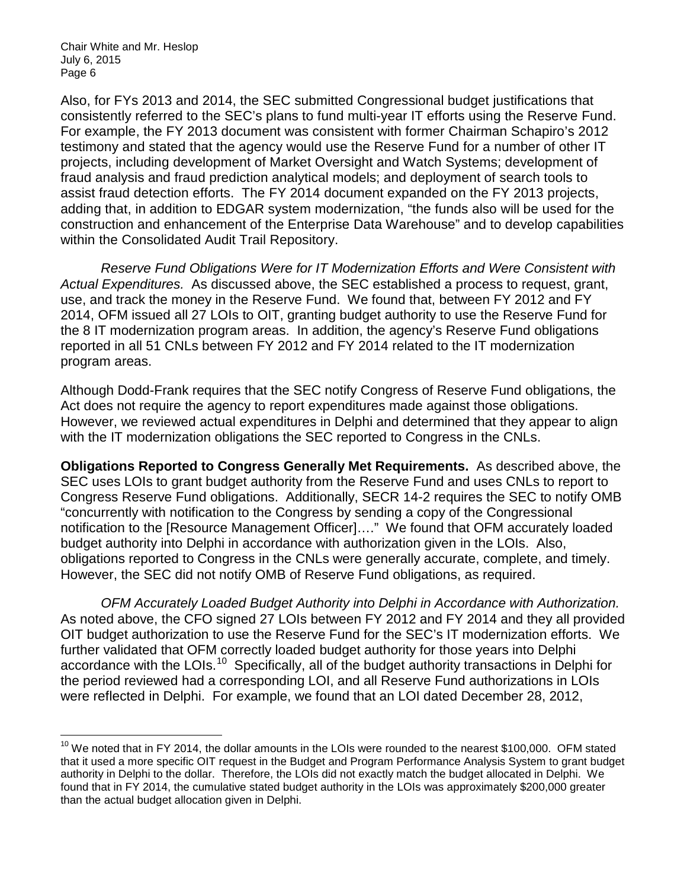Also, for FYs 2013 and 2014, the SEC submitted Congressional budget justifications that consistently referred to the SEC's plans to fund multi-year IT efforts using the Reserve Fund. For example, the FY 2013 document was consistent with former Chairman Schapiro's 2012 testimony and stated that the agency would use the Reserve Fund for a number of other IT projects, including development of Market Oversight and Watch Systems; development of fraud analysis and fraud prediction analytical models; and deployment of search tools to assist fraud detection efforts. The FY 2014 document expanded on the FY 2013 projects, adding that, in addition to EDGAR system modernization, "the funds also will be used for the construction and enhancement of the Enterprise Data Warehouse" and to develop capabilities within the Consolidated Audit Trail Repository.

*Reserve Fund Obligations Were for IT Modernization Efforts and Were Consistent with Actual Expenditures.* As discussed above, the SEC established a process to request, grant, use, and track the money in the Reserve Fund. We found that, between FY 2012 and FY 2014, OFM issued all 27 LOIs to OIT, granting budget authority to use the Reserve Fund for the 8 IT modernization program areas. In addition, the agency's Reserve Fund obligations reported in all 51 CNLs between FY 2012 and FY 2014 related to the IT modernization program areas.

Although Dodd-Frank requires that the SEC notify Congress of Reserve Fund obligations, the Act does not require the agency to report expenditures made against those obligations. However, we reviewed actual expenditures in Delphi and determined that they appear to align with the IT modernization obligations the SEC reported to Congress in the CNLs.

**Obligations Reported to Congress Generally Met Requirements.** As described above, the SEC uses LOIs to grant budget authority from the Reserve Fund and uses CNLs to report to Congress Reserve Fund obligations. Additionally, SECR 14-2 requires the SEC to notify OMB "concurrently with notification to the Congress by sending a copy of the Congressional notification to the [Resource Management Officer]…." We found that OFM accurately loaded budget authority into Delphi in accordance with authorization given in the LOIs. Also, obligations reported to Congress in the CNLs were generally accurate, complete, and timely. However, the SEC did not notify OMB of Reserve Fund obligations, as required.

*OFM Accurately Loaded Budget Authority into Delphi in Accordance with Authorization.* As noted above, the CFO signed 27 LOIs between FY 2012 and FY 2014 and they all provided OIT budget authorization to use the Reserve Fund for the SEC's IT modernization efforts. We further validated that OFM correctly loaded budget authority for those years into Delphi accordance with the LOIs.[10] Specifically, all of the budget authority transactions in Delphi for the period reviewed had a corresponding LOI, and all Reserve Fund authorizations in LOIs were reflected in Delphi. For example, we found that an LOI dated December 28, 2012,

[10] We noted that in FY 2014, the dollar amounts in the LOIs were rounded to the nearest $100,000. OFM stated that it used a more specific OIT request in the Budget and Program Performance Analysis System to grant budget authority in Delphi to the dollar. Therefore, the LOIs did not exactly match the budget allocated in Delphi. We found that in FY 2014, the cumulative stated budget authority in the LOIs was approximately $200,000 greater than the actual budget allocation given in Delphi.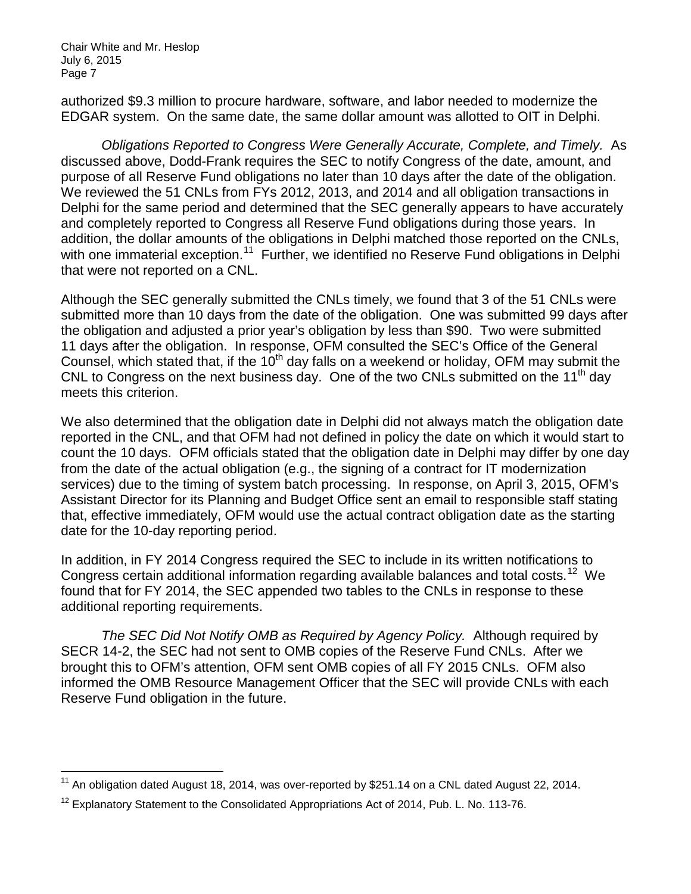authorized $9.3 million to procure hardware, software, and labor needed to modernize the EDGAR system. On the same date, the same dollar amount was allotted to OIT in Delphi.

*Obligations Reported to Congress Were Generally Accurate, Complete, and Timely.* As discussed above, Dodd-Frank requires the SEC to notify Congress of the date, amount, and purpose of all Reserve Fund obligations no later than 10 days after the date of the obligation. We reviewed the 51 CNLs from FYs 2012, 2013, and 2014 and all obligation transactions in Delphi for the same period and determined that the SEC generally appears to have accurately and completely reported to Congress all Reserve Fund obligations during those years. In addition, the dollar amounts of the obligations in Delphi matched those reported on the CNLs, with one immaterial exception.[11] Further, we identified no Reserve Fund obligations in Delphi that were not reported on a CNL.

Although the SEC generally submitted the CNLs timely, we found that 3 of the 51 CNLs were submitted more than 10 days from the date of the obligation. One was submitted 99 days after the obligation and adjusted a prior year's obligation by less than $90. Two were submitted 11 days after the obligation. In response, OFM consulted the SEC's Office of the General Counsel, which stated that, if the 10th day falls on a weekend or holiday, OFM may submit the CNL to Congress on the next business day. One of the two CNLs submitted on the 11th day meets this criterion.

We also determined that the obligation date in Delphi did not always match the obligation date reported in the CNL, and that OFM had not defined in policy the date on which it would start to count the 10 days. OFM officials stated that the obligation date in Delphi may differ by one day from the date of the actual obligation (e.g., the signing of a contract for IT modernization services) due to the timing of system batch processing. In response, on April 3, 2015, OFM's Assistant Director for its Planning and Budget Office sent an email to responsible staff stating that, effective immediately, OFM would use the actual contract obligation date as the starting date for the 10-day reporting period.

In addition, in FY 2014 Congress required the SEC to include in its written notifications to Congress certain additional information regarding available balances and total costs.[12] We found that for FY 2014, the SEC appended two tables to the CNLs in response to these additional reporting requirements.

*The SEC Did Not Notify OMB as Required by Agency Policy.* Although required by SECR 14-2, the SEC had not sent to OMB copies of the Reserve Fund CNLs. After we brought this to OFM's attention, OFM sent OMB copies of all FY 2015 CNLs. OFM also informed the OMB Resource Management Officer that the SEC will provide CNLs with each Reserve Fund obligation in the future.

---

[11] An obligation dated August 18, 2014, was over-reported by $251.14 on a CNL dated August 22, 2014.

[12] Explanatory Statement to the Consolidated Appropriations Act of 2014, Pub. L. No. 113-76.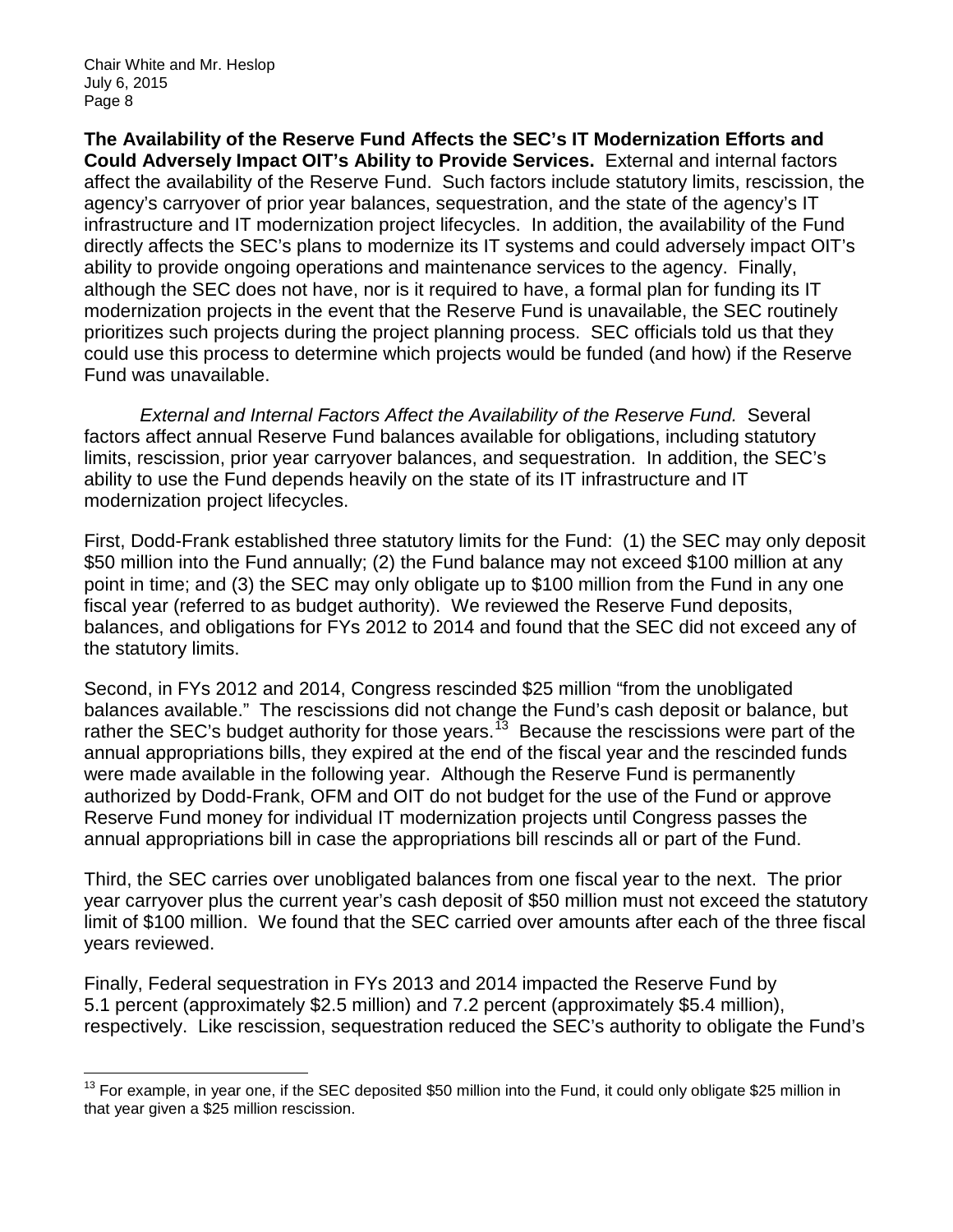**The Availability of the Reserve Fund Affects the SEC's IT Modernization Efforts and Could Adversely Impact OIT's Ability to Provide Services.** External and internal factors affect the availability of the Reserve Fund. Such factors include statutory limits, rescission, the agency's carryover of prior year balances, sequestration, and the state of the agency's IT infrastructure and IT modernization project lifecycles. In addition, the availability of the Fund directly affects the SEC's plans to modernize its IT systems and could adversely impact OIT's ability to provide ongoing operations and maintenance services to the agency. Finally, although the SEC does not have, nor is it required to have, a formal plan for funding its IT modernization projects in the event that the Reserve Fund is unavailable, the SEC routinely prioritizes such projects during the project planning process. SEC officials told us that they could use this process to determine which projects would be funded (and how) if the Reserve Fund was unavailable.

*External and Internal Factors Affect the Availability of the Reserve Fund.* Several factors affect annual Reserve Fund balances available for obligations, including statutory limits, rescission, prior year carryover balances, and sequestration. In addition, the SEC's ability to use the Fund depends heavily on the state of its IT infrastructure and IT modernization project lifecycles.

First, Dodd-Frank established three statutory limits for the Fund: (1) the SEC may only deposit \$50 million into the Fund annually; (2) the Fund balance may not exceed \$100 million at any point in time; and (3) the SEC may only obligate up to \$100 million from the Fund in any one fiscal year (referred to as budget authority). We reviewed the Reserve Fund deposits, balances, and obligations for FYs 2012 to 2014 and found that the SEC did not exceed any of the statutory limits.

Second, in FYs 2012 and 2014, Congress rescinded \$25 million "from the unobligated balances available." The rescissions did not change the Fund's cash deposit or balance, but rather the SEC's budget authority for those years.[13] Because the rescissions were part of the annual appropriations bills, they expired at the end of the fiscal year and the rescinded funds were made available in the following year. Although the Reserve Fund is permanently authorized by Dodd-Frank, OFM and OIT do not budget for the use of the Fund or approve Reserve Fund money for individual IT modernization projects until Congress passes the annual appropriations bill in case the appropriations bill rescinds all or part of the Fund.

Third, the SEC carries over unobligated balances from one fiscal year to the next. The prior year carryover plus the current year's cash deposit of \$50 million must not exceed the statutory limit of \$100 million. We found that the SEC carried over amounts after each of the three fiscal years reviewed.

Finally, Federal sequestration in FYs 2013 and 2014 impacted the Reserve Fund by 5.1 percent (approximately \$2.5 million) and 7.2 percent (approximately \$5.4 million), respectively. Like rescission, sequestration reduced the SEC's authority to obligate the Fund's

[13] For example, in year one, if the SEC deposited \$50 million into the Fund, it could only obligate \$25 million in that year given a \$25 million rescission.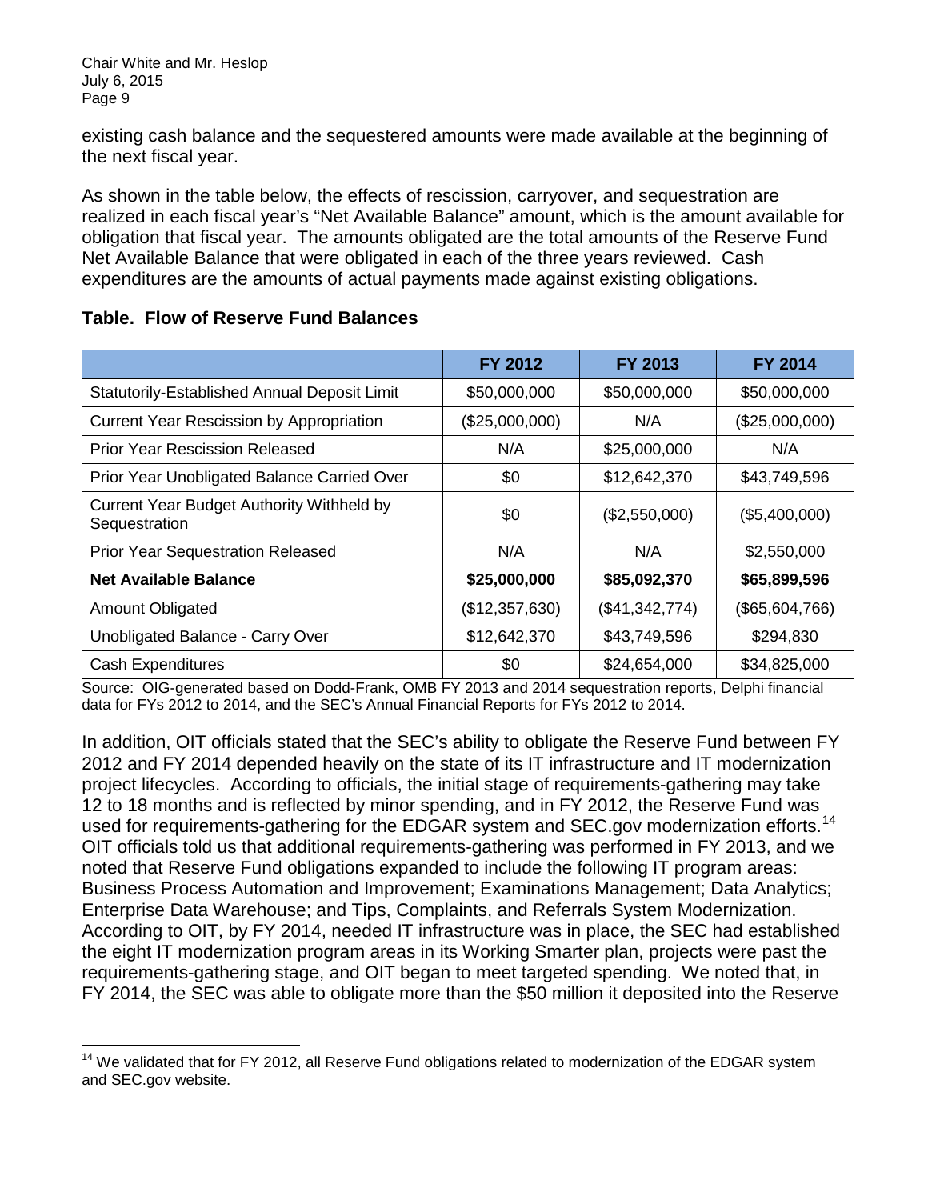existing cash balance and the sequestered amounts were made available at the beginning of the next fiscal year.

As shown in the table below, the effects of rescission, carryover, and sequestration are realized in each fiscal year's "Net Available Balance" amount, which is the amount available for obligation that fiscal year. The amounts obligated are the total amounts of the Reserve Fund Net Available Balance that were obligated in each of the three years reviewed. Cash expenditures are the amounts of actual payments made against existing obligations.

**Table. Flow of Reserve Fund Balances**

| | FY 2012 | FY 2013 | FY 2014 |
|---|---|---|---|
| Statutorily-Established Annual Deposit Limit | $50,000,000 | $50,000,000 | $50,000,000 |
| Current Year Rescission by Appropriation | ($25,000,000) | N/A | ($25,000,000) |
| Prior Year Rescission Released | N/A | $25,000,000 | N/A |
| Prior Year Unobligated Balance Carried Over | $0 | $12,642,370 | $43,749,596 |
| Current Year Budget Authority Withheld by Sequestration | $0 | ($2,550,000) | ($5,400,000) |
| Prior Year Sequestration Released | N/A | N/A | $2,550,000 |
| **Net Available Balance** | **$25,000,000** | **$85,092,370** | **$65,899,596** |
| Amount Obligated | ($12,357,630) | ($41,342,774) | ($65,604,766) |
| Unobligated Balance - Carry Over | $12,642,370 | $43,749,596 | $294,830 |
| Cash Expenditures | $0 | $24,654,000 | $34,825,000 |

Source: OIG-generated based on Dodd-Frank, OMB FY 2013 and 2014 sequestration reports, Delphi financial data for FYs 2012 to 2014, and the SEC's Annual Financial Reports for FYs 2012 to 2014.

In addition, OIT officials stated that the SEC's ability to obligate the Reserve Fund between FY 2012 and FY 2014 depended heavily on the state of its IT infrastructure and IT modernization project lifecycles. According to officials, the initial stage of requirements-gathering may take 12 to 18 months and is reflected by minor spending, and in FY 2012, the Reserve Fund was used for requirements-gathering for the EDGAR system and SEC.gov modernization efforts.[14] OIT officials told us that additional requirements-gathering was performed in FY 2013, and we noted that Reserve Fund obligations expanded to include the following IT program areas: Business Process Automation and Improvement; Examinations Management; Data Analytics; Enterprise Data Warehouse; and Tips, Complaints, and Referrals System Modernization. According to OIT, by FY 2014, needed IT infrastructure was in place, the SEC had established the eight IT modernization program areas in its Working Smarter plan, projects were past the requirements-gathering stage, and OIT began to meet targeted spending. We noted that, in FY 2014, the SEC was able to obligate more than the $50 million it deposited into the Reserve

[14] We validated that for FY 2012, all Reserve Fund obligations related to modernization of the EDGAR system and SEC.gov website.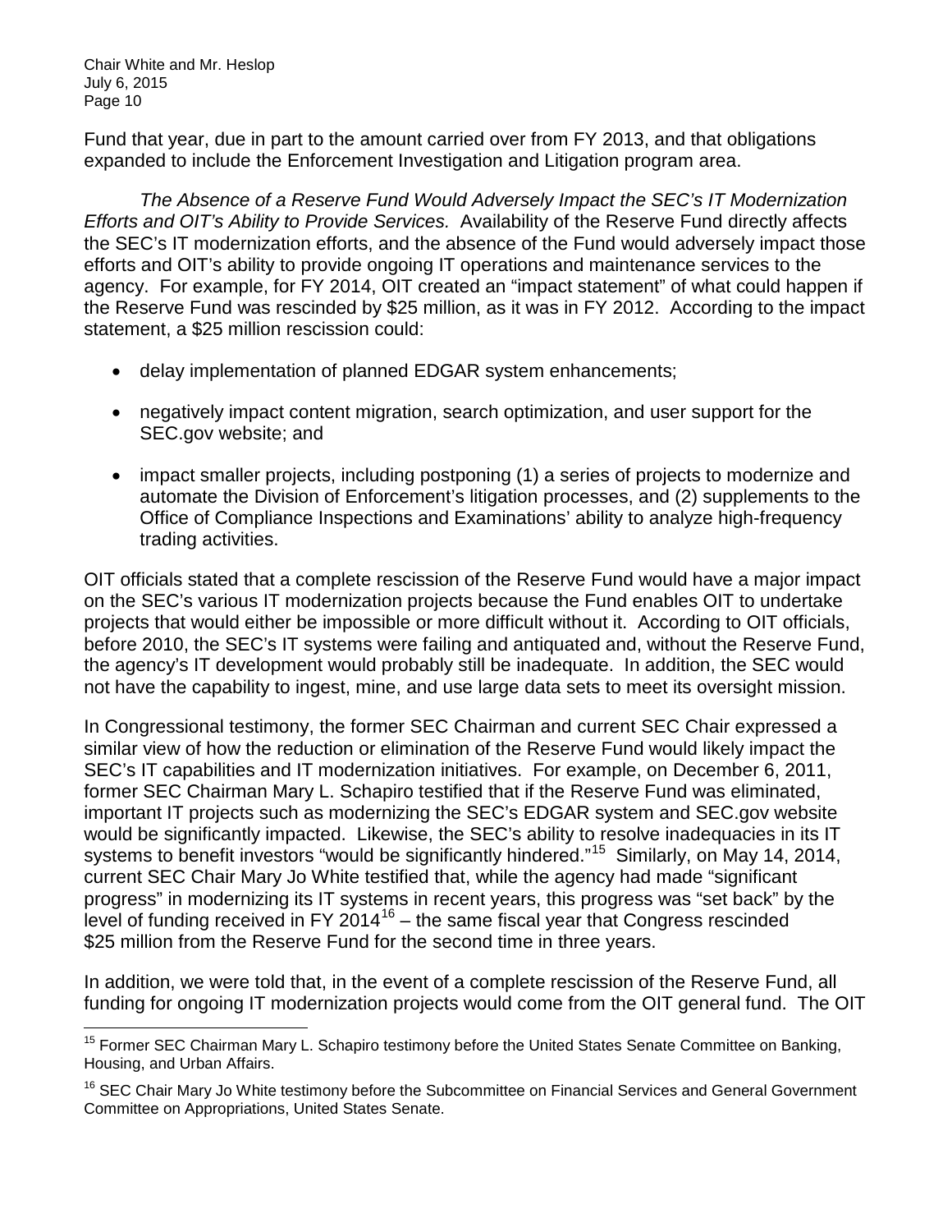Fund that year, due in part to the amount carried over from FY 2013, and that obligations expanded to include the Enforcement Investigation and Litigation program area.

*The Absence of a Reserve Fund Would Adversely Impact the SEC's IT Modernization Efforts and OIT's Ability to Provide Services.* Availability of the Reserve Fund directly affects the SEC's IT modernization efforts, and the absence of the Fund would adversely impact those efforts and OIT's ability to provide ongoing IT operations and maintenance services to the agency. For example, for FY 2014, OIT created an "impact statement" of what could happen if the Reserve Fund was rescinded by $25 million, as it was in FY 2012. According to the impact statement, a $25 million rescission could:

- delay implementation of planned EDGAR system enhancements;
- negatively impact content migration, search optimization, and user support for the SEC.gov website; and
- impact smaller projects, including postponing (1) a series of projects to modernize and automate the Division of Enforcement's litigation processes, and (2) supplements to the Office of Compliance Inspections and Examinations' ability to analyze high-frequency trading activities.

OIT officials stated that a complete rescission of the Reserve Fund would have a major impact on the SEC's various IT modernization projects because the Fund enables OIT to undertake projects that would either be impossible or more difficult without it. According to OIT officials, before 2010, the SEC's IT systems were failing and antiquated and, without the Reserve Fund, the agency's IT development would probably still be inadequate. In addition, the SEC would not have the capability to ingest, mine, and use large data sets to meet its oversight mission.

In Congressional testimony, the former SEC Chairman and current SEC Chair expressed a similar view of how the reduction or elimination of the Reserve Fund would likely impact the SEC's IT capabilities and IT modernization initiatives. For example, on December 6, 2011, former SEC Chairman Mary L. Schapiro testified that if the Reserve Fund was eliminated, important IT projects such as modernizing the SEC's EDGAR system and SEC.gov website would be significantly impacted. Likewise, the SEC's ability to resolve inadequacies in its IT systems to benefit investors "would be significantly hindered."[15] Similarly, on May 14, 2014, current SEC Chair Mary Jo White testified that, while the agency had made "significant progress" in modernizing its IT systems in recent years, this progress was "set back" by the level of funding received in FY 2014[16] – the same fiscal year that Congress rescinded $25 million from the Reserve Fund for the second time in three years.

In addition, we were told that, in the event of a complete rescission of the Reserve Fund, all funding for ongoing IT modernization projects would come from the OIT general fund. The OIT

[15] Former SEC Chairman Mary L. Schapiro testimony before the United States Senate Committee on Banking, Housing, and Urban Affairs.

[16] SEC Chair Mary Jo White testimony before the Subcommittee on Financial Services and General Government Committee on Appropriations, United States Senate.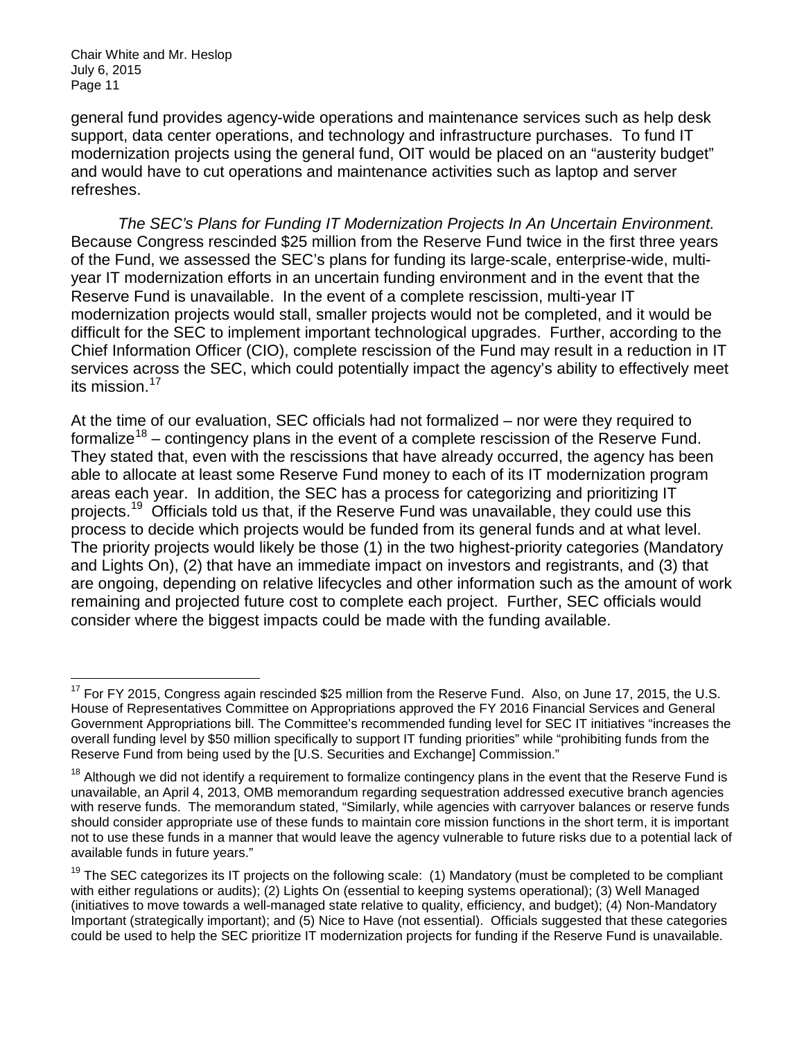general fund provides agency-wide operations and maintenance services such as help desk support, data center operations, and technology and infrastructure purchases. To fund IT modernization projects using the general fund, OIT would be placed on an "austerity budget" and would have to cut operations and maintenance activities such as laptop and server refreshes.

*The SEC's Plans for Funding IT Modernization Projects In An Uncertain Environment.* Because Congress rescinded $25 million from the Reserve Fund twice in the first three years of the Fund, we assessed the SEC's plans for funding its large-scale, enterprise-wide, multi-year IT modernization efforts in an uncertain funding environment and in the event that the Reserve Fund is unavailable. In the event of a complete rescission, multi-year IT modernization projects would stall, smaller projects would not be completed, and it would be difficult for the SEC to implement important technological upgrades. Further, according to the Chief Information Officer (CIO), complete rescission of the Fund may result in a reduction in IT services across the SEC, which could potentially impact the agency's ability to effectively meet its mission.[17]

At the time of our evaluation, SEC officials had not formalized – nor were they required to formalize[18] – contingency plans in the event of a complete rescission of the Reserve Fund. They stated that, even with the rescissions that have already occurred, the agency has been able to allocate at least some Reserve Fund money to each of its IT modernization program areas each year. In addition, the SEC has a process for categorizing and prioritizing IT projects.[19] Officials told us that, if the Reserve Fund was unavailable, they could use this process to decide which projects would be funded from its general funds and at what level. The priority projects would likely be those (1) in the two highest-priority categories (Mandatory and Lights On), (2) that have an immediate impact on investors and registrants, and (3) that are ongoing, depending on relative lifecycles and other information such as the amount of work remaining and projected future cost to complete each project. Further, SEC officials would consider where the biggest impacts could be made with the funding available.

---

[17] For FY 2015, Congress again rescinded $25 million from the Reserve Fund. Also, on June 17, 2015, the U.S. House of Representatives Committee on Appropriations approved the FY 2016 Financial Services and General Government Appropriations bill. The Committee's recommended funding level for SEC IT initiatives "increases the overall funding level by $50 million specifically to support IT funding priorities" while "prohibiting funds from the Reserve Fund from being used by the [U.S. Securities and Exchange] Commission."

[18] Although we did not identify a requirement to formalize contingency plans in the event that the Reserve Fund is unavailable, an April 4, 2013, OMB memorandum regarding sequestration addressed executive branch agencies with reserve funds. The memorandum stated, "Similarly, while agencies with carryover balances or reserve funds should consider appropriate use of these funds to maintain core mission functions in the short term, it is important not to use these funds in a manner that would leave the agency vulnerable to future risks due to a potential lack of available funds in future years."

[19] The SEC categorizes its IT projects on the following scale: (1) Mandatory (must be completed to be compliant with either regulations or audits); (2) Lights On (essential to keeping systems operational); (3) Well Managed (initiatives to move towards a well-managed state relative to quality, efficiency, and budget); (4) Non-Mandatory Important (strategically important); and (5) Nice to Have (not essential). Officials suggested that these categories could be used to help the SEC prioritize IT modernization projects for funding if the Reserve Fund is unavailable.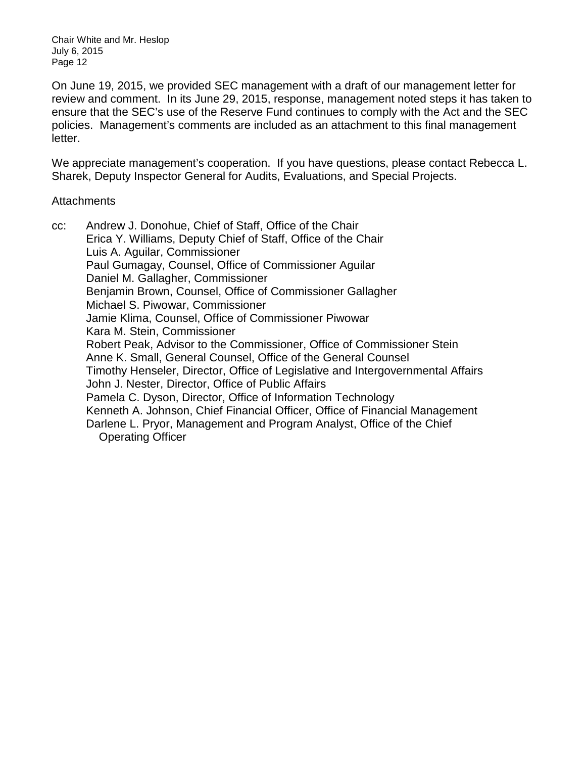On June 19, 2015, we provided SEC management with a draft of our management letter for review and comment. In its June 29, 2015, response, management noted steps it has taken to ensure that the SEC's use of the Reserve Fund continues to comply with the Act and the SEC policies. Management's comments are included as an attachment to this final management letter.

We appreciate management's cooperation. If you have questions, please contact Rebecca L. Sharek, Deputy Inspector General for Audits, Evaluations, and Special Projects.

Attachments

cc: Andrew J. Donohue, Chief of Staff, Office of the Chair
Erica Y. Williams, Deputy Chief of Staff, Office of the Chair
Luis A. Aguilar, Commissioner
Paul Gumagay, Counsel, Office of Commissioner Aguilar
Daniel M. Gallagher, Commissioner
Benjamin Brown, Counsel, Office of Commissioner Gallagher
Michael S. Piwowar, Commissioner
Jamie Klima, Counsel, Office of Commissioner Piwowar
Kara M. Stein, Commissioner
Robert Peak, Advisor to the Commissioner, Office of Commissioner Stein
Anne K. Small, General Counsel, Office of the General Counsel
Timothy Henseler, Director, Office of Legislative and Intergovernmental Affairs
John J. Nester, Director, Office of Public Affairs
Pamela C. Dyson, Director, Office of Information Technology
Kenneth A. Johnson, Chief Financial Officer, Office of Financial Management
Darlene L. Pryor, Management and Program Analyst, Office of the Chief Operating Officer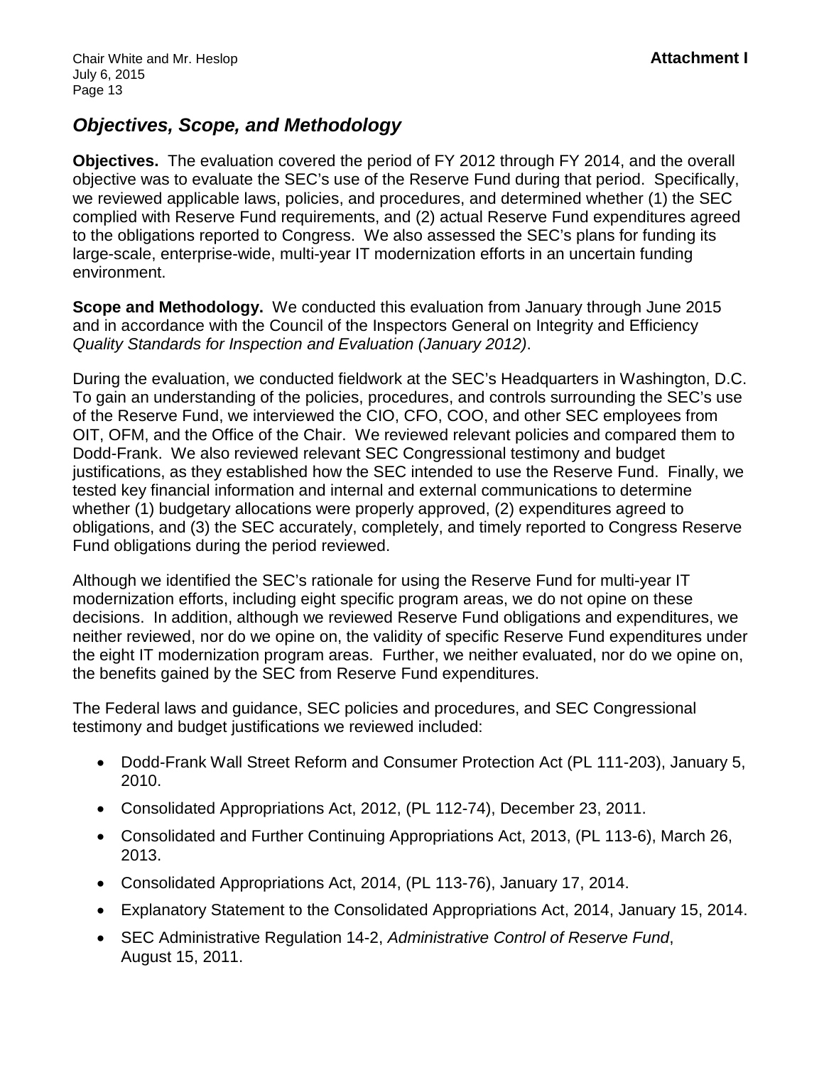## *Objectives, Scope, and Methodology*

**Objectives.** The evaluation covered the period of FY 2012 through FY 2014, and the overall objective was to evaluate the SEC's use of the Reserve Fund during that period. Specifically, we reviewed applicable laws, policies, and procedures, and determined whether (1) the SEC complied with Reserve Fund requirements, and (2) actual Reserve Fund expenditures agreed to the obligations reported to Congress. We also assessed the SEC's plans for funding its large-scale, enterprise-wide, multi-year IT modernization efforts in an uncertain funding environment.

**Scope and Methodology.** We conducted this evaluation from January through June 2015 and in accordance with the Council of the Inspectors General on Integrity and Efficiency *Quality Standards for Inspection and Evaluation (January 2012)*.

During the evaluation, we conducted fieldwork at the SEC's Headquarters in Washington, D.C. To gain an understanding of the policies, procedures, and controls surrounding the SEC's use of the Reserve Fund, we interviewed the CIO, CFO, COO, and other SEC employees from OIT, OFM, and the Office of the Chair. We reviewed relevant policies and compared them to Dodd-Frank. We also reviewed relevant SEC Congressional testimony and budget justifications, as they established how the SEC intended to use the Reserve Fund. Finally, we tested key financial information and internal and external communications to determine whether (1) budgetary allocations were properly approved, (2) expenditures agreed to obligations, and (3) the SEC accurately, completely, and timely reported to Congress Reserve Fund obligations during the period reviewed.

Although we identified the SEC's rationale for using the Reserve Fund for multi-year IT modernization efforts, including eight specific program areas, we do not opine on these decisions. In addition, although we reviewed Reserve Fund obligations and expenditures, we neither reviewed, nor do we opine on, the validity of specific Reserve Fund expenditures under the eight IT modernization program areas. Further, we neither evaluated, nor do we opine on, the benefits gained by the SEC from Reserve Fund expenditures.

The Federal laws and guidance, SEC policies and procedures, and SEC Congressional testimony and budget justifications we reviewed included:

- Dodd-Frank Wall Street Reform and Consumer Protection Act (PL 111-203), January 5, 2010.
- Consolidated Appropriations Act, 2012, (PL 112-74), December 23, 2011.
- Consolidated and Further Continuing Appropriations Act, 2013, (PL 113-6), March 26, 2013.
- Consolidated Appropriations Act, 2014, (PL 113-76), January 17, 2014.
- Explanatory Statement to the Consolidated Appropriations Act, 2014, January 15, 2014.
- SEC Administrative Regulation 14-2, *Administrative Control of Reserve Fund*, August 15, 2011.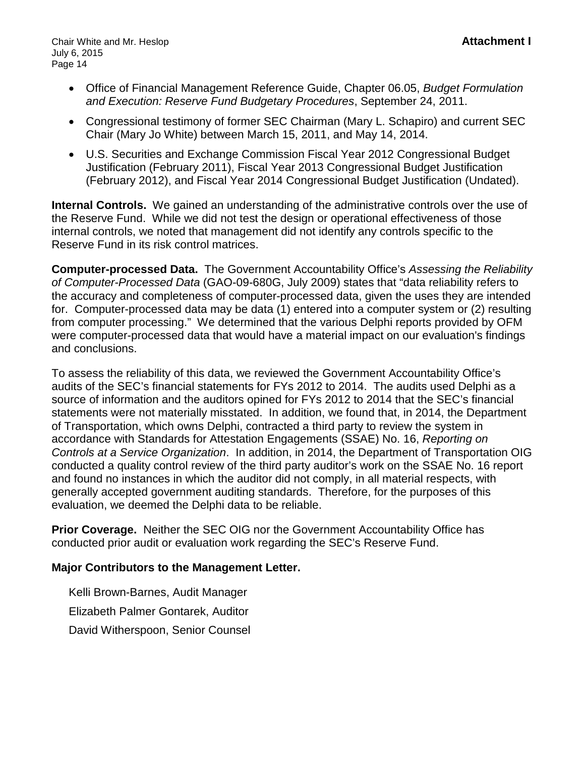- Office of Financial Management Reference Guide, Chapter 06.05, *Budget Formulation and Execution: Reserve Fund Budgetary Procedures*, September 24, 2011.
- Congressional testimony of former SEC Chairman (Mary L. Schapiro) and current SEC Chair (Mary Jo White) between March 15, 2011, and May 14, 2014.
- U.S. Securities and Exchange Commission Fiscal Year 2012 Congressional Budget Justification (February 2011), Fiscal Year 2013 Congressional Budget Justification (February 2012), and Fiscal Year 2014 Congressional Budget Justification (Undated).

**Internal Controls.** We gained an understanding of the administrative controls over the use of the Reserve Fund. While we did not test the design or operational effectiveness of those internal controls, we noted that management did not identify any controls specific to the Reserve Fund in its risk control matrices.

**Computer-processed Data.** The Government Accountability Office's *Assessing the Reliability of Computer-Processed Data* (GAO-09-680G, July 2009) states that "data reliability refers to the accuracy and completeness of computer-processed data, given the uses they are intended for. Computer-processed data may be data (1) entered into a computer system or (2) resulting from computer processing." We determined that the various Delphi reports provided by OFM were computer-processed data that would have a material impact on our evaluation's findings and conclusions.

To assess the reliability of this data, we reviewed the Government Accountability Office's audits of the SEC's financial statements for FYs 2012 to 2014. The audits used Delphi as a source of information and the auditors opined for FYs 2012 to 2014 that the SEC's financial statements were not materially misstated. In addition, we found that, in 2014, the Department of Transportation, which owns Delphi, contracted a third party to review the system in accordance with Standards for Attestation Engagements (SSAE) No. 16, *Reporting on Controls at a Service Organization*. In addition, in 2014, the Department of Transportation OIG conducted a quality control review of the third party auditor's work on the SSAE No. 16 report and found no instances in which the auditor did not comply, in all material respects, with generally accepted government auditing standards. Therefore, for the purposes of this evaluation, we deemed the Delphi data to be reliable.

**Prior Coverage.** Neither the SEC OIG nor the Government Accountability Office has conducted prior audit or evaluation work regarding the SEC's Reserve Fund.

**Major Contributors to the Management Letter.**

Kelli Brown-Barnes, Audit Manager

Elizabeth Palmer Gontarek, Auditor

David Witherspoon, Senior Counsel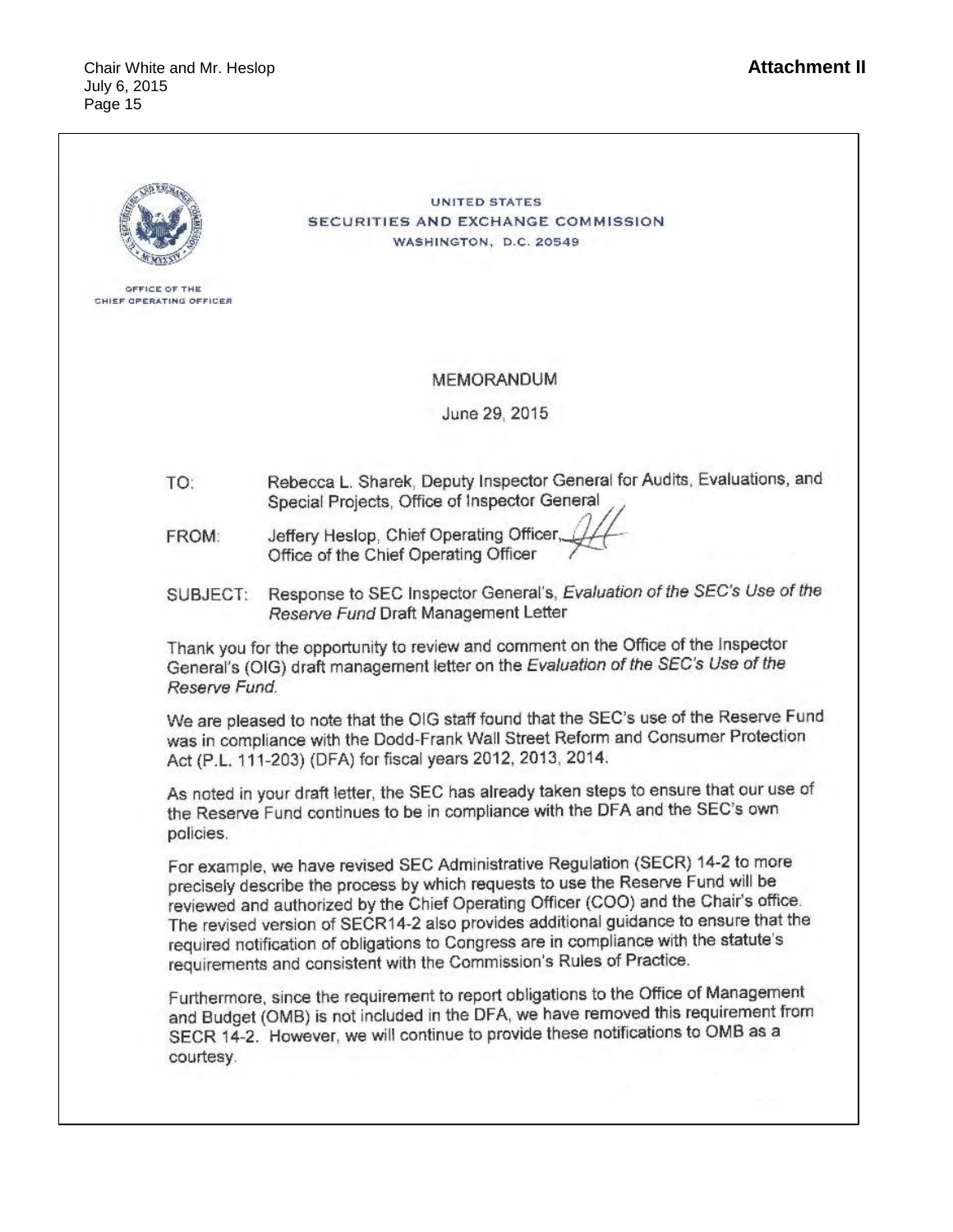**Attachment II**

UNITED STATES
SECURITIES AND EXCHANGE COMMISSION
WASHINGTON, D.C. 20549

OFFICE OF THE
CHIEF OPERATING OFFICER

MEMORANDUM

June 29, 2015

TO: Rebecca L. Sharek, Deputy Inspector General for Audits, Evaluations, and Special Projects, Office of Inspector General

FROM: Jeffery Heslop, Chief Operating Officer, Office of the Chief Operating Officer

SUBJECT: Response to SEC Inspector General's, *Evaluation of the SEC's Use of the Reserve Fund* Draft Management Letter

Thank you for the opportunity to review and comment on the Office of the Inspector General's (OIG) draft management letter on the *Evaluation of the SEC's Use of the Reserve Fund.*

We are pleased to note that the OIG staff found that the SEC's use of the Reserve Fund was in compliance with the Dodd-Frank Wall Street Reform and Consumer Protection Act (P.L. 111-203) (DFA) for fiscal years 2012, 2013, 2014.

As noted in your draft letter, the SEC has already taken steps to ensure that our use of the Reserve Fund continues to be in compliance with the DFA and the SEC's own policies.

For example, we have revised SEC Administrative Regulation (SECR) 14-2 to more precisely describe the process by which requests to use the Reserve Fund will be reviewed and authorized by the Chief Operating Officer (COO) and the Chair's office. The revised version of SECR14-2 also provides additional guidance to ensure that the required notification of obligations to Congress are in compliance with the statute's requirements and consistent with the Commission's Rules of Practice.

Furthermore, since the requirement to report obligations to the Office of Management and Budget (OMB) is not included in the DFA, we have removed this requirement from SECR 14-2. However, we will continue to provide these notifications to OMB as a courtesy.